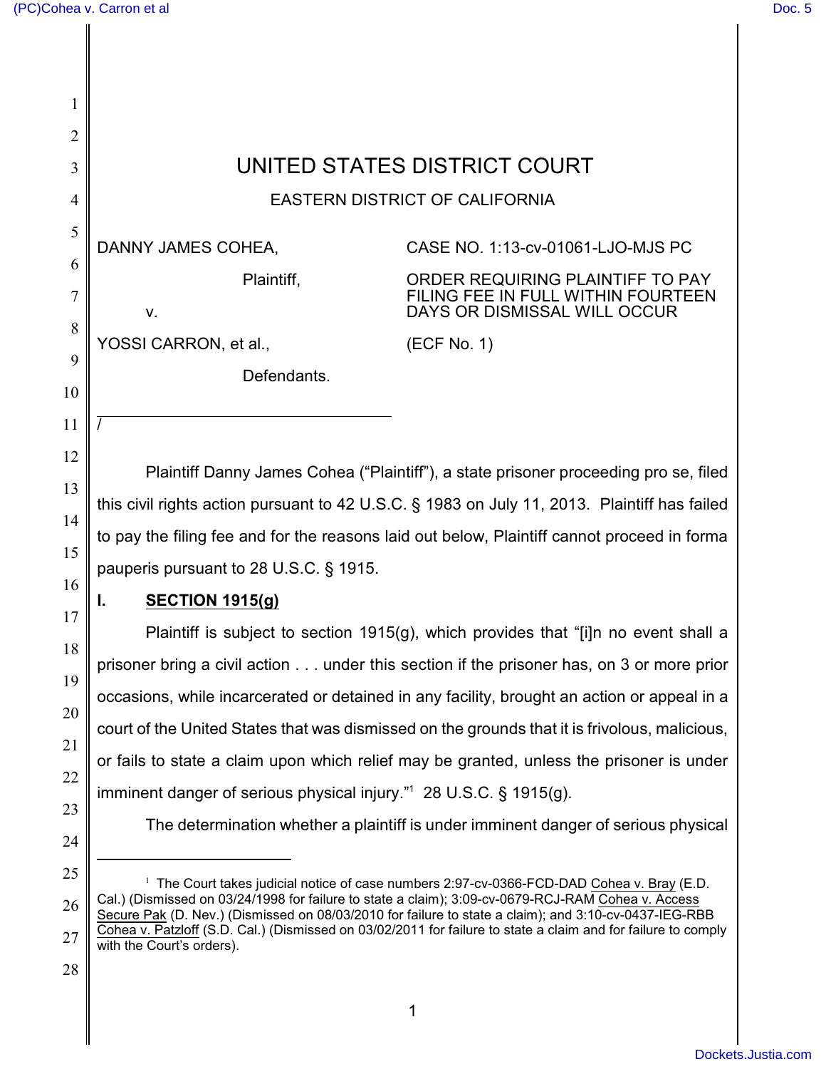# UNITED STATES DISTRICT COURT

## EASTERN DISTRICT OF CALIFORNIA

| | |
|---|---|
| DANNY JAMES COHEA,<br><br>Plaintiff,<br><br>v.<br><br>YOSSI CARRON, et al.,<br><br>Defendants. | CASE NO. 1:13-cv-01061-LJO-MJS PC<br><br>ORDER REQUIRING PLAINTIFF TO PAY FILING FEE IN FULL WITHIN FOURTEEN DAYS OR DISMISSAL WILL OCCUR<br><br>(ECF No. 1) |

/

Plaintiff Danny James Cohea ("Plaintiff"), a state prisoner proceeding pro se, filed this civil rights action pursuant to 42 U.S.C. § 1983 on July 11, 2013. Plaintiff has failed to pay the filing fee and for the reasons laid out below, Plaintiff cannot proceed in forma pauperis pursuant to 28 U.S.C. § 1915.

## I. SECTION 1915(g)

Plaintiff is subject to section 1915(g), which provides that "[i]n no event shall a prisoner bring a civil action . . . under this section if the prisoner has, on 3 or more prior occasions, while incarcerated or detained in any facility, brought an action or appeal in a court of the United States that was dismissed on the grounds that it is frivolous, malicious, or fails to state a claim upon which relief may be granted, unless the prisoner is under imminent danger of serious physical injury."[1] 28 U.S.C. § 1915(g).

The determination whether a plaintiff is under imminent danger of serious physical

---

[1] The Court takes judicial notice of case numbers 2:97-cv-0366-FCD-DAD Cohea v. Bray (E.D. Cal.) (Dismissed on 03/24/1998 for failure to state a claim); 3:09-cv-0679-RCJ-RAM Cohea v. Access Secure Pak (D. Nev.) (Dismissed on 08/03/2010 for failure to state a claim); and 3:10-cv-0437-IEG-RBB Cohea v. Patzloff (S.D. Cal.) (Dismissed on 03/02/2011 for failure to state a claim and for failure to comply with the Court's orders).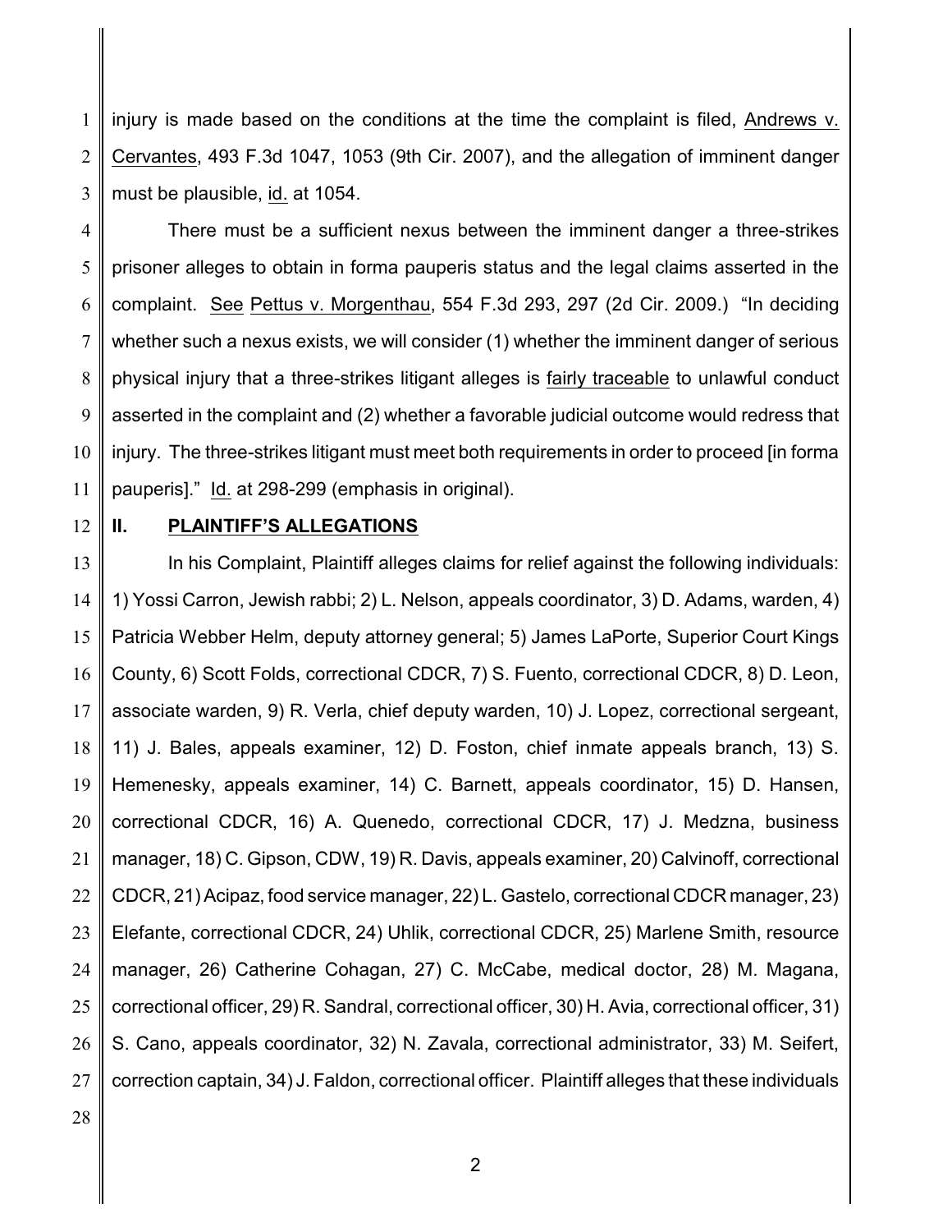injury is made based on the conditions at the time the complaint is filed, Andrews v. Cervantes, 493 F.3d 1047, 1053 (9th Cir. 2007), and the allegation of imminent danger must be plausible, id. at 1054.

There must be a sufficient nexus between the imminent danger a three-strikes prisoner alleges to obtain in forma pauperis status and the legal claims asserted in the complaint. See Pettus v. Morgenthau, 554 F.3d 293, 297 (2d Cir. 2009.) "In deciding whether such a nexus exists, we will consider (1) whether the imminent danger of serious physical injury that a three-strikes litigant alleges is fairly traceable to unlawful conduct asserted in the complaint and (2) whether a favorable judicial outcome would redress that injury. The three-strikes litigant must meet both requirements in order to proceed [in forma pauperis]." Id. at 298-299 (emphasis in original).

## II. PLAINTIFF'S ALLEGATIONS

In his Complaint, Plaintiff alleges claims for relief against the following individuals: 1) Yossi Carron, Jewish rabbi; 2) L. Nelson, appeals coordinator, 3) D. Adams, warden, 4) Patricia Webber Helm, deputy attorney general; 5) James LaPorte, Superior Court Kings County, 6) Scott Folds, correctional CDCR, 7) S. Fuento, correctional CDCR, 8) D. Leon, associate warden, 9) R. Verla, chief deputy warden, 10) J. Lopez, correctional sergeant, 11) J. Bales, appeals examiner, 12) D. Foston, chief inmate appeals branch, 13) S. Hemenesky, appeals examiner, 14) C. Barnett, appeals coordinator, 15) D. Hansen, correctional CDCR, 16) A. Quenedo, correctional CDCR, 17) J. Medzna, business manager, 18) C. Gipson, CDW, 19) R. Davis, appeals examiner, 20) Calvinoff, correctional CDCR, 21) Acipaz, food service manager, 22) L. Gastelo, correctional CDCR manager, 23) Elefante, correctional CDCR, 24) Uhlik, correctional CDCR, 25) Marlene Smith, resource manager, 26) Catherine Cohagan, 27) C. McCabe, medical doctor, 28) M. Magana, correctional officer, 29) R. Sandral, correctional officer, 30) H. Avia, correctional officer, 31) S. Cano, appeals coordinator, 32) N. Zavala, correctional administrator, 33) M. Seifert, correction captain, 34) J. Faldon, correctional officer. Plaintiff alleges that these individuals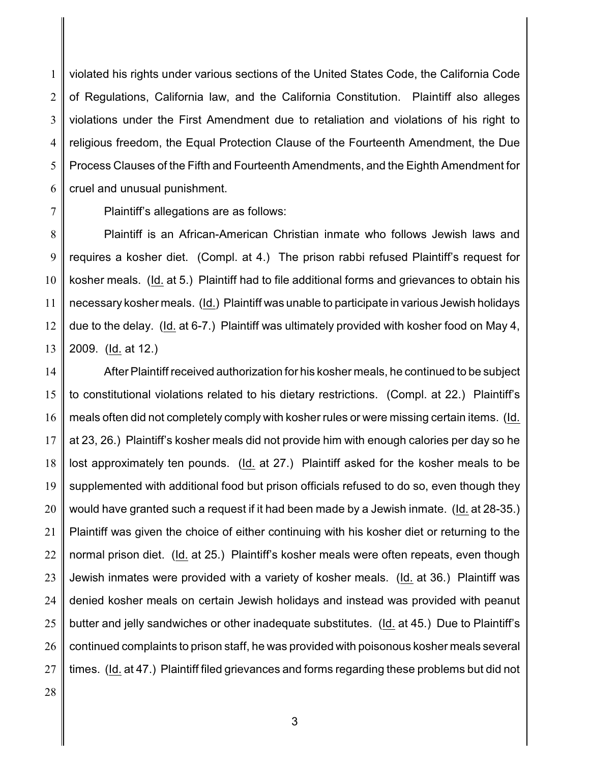violated his rights under various sections of the United States Code, the California Code of Regulations, California law, and the California Constitution. Plaintiff also alleges violations under the First Amendment due to retaliation and violations of his right to religious freedom, the Equal Protection Clause of the Fourteenth Amendment, the Due Process Clauses of the Fifth and Fourteenth Amendments, and the Eighth Amendment for cruel and unusual punishment.

Plaintiff's allegations are as follows:

Plaintiff is an African-American Christian inmate who follows Jewish laws and requires a kosher diet. (Compl. at 4.) The prison rabbi refused Plaintiff's request for kosher meals. (Id. at 5.) Plaintiff had to file additional forms and grievances to obtain his necessary kosher meals. (Id.) Plaintiff was unable to participate in various Jewish holidays due to the delay. (Id. at 6-7.) Plaintiff was ultimately provided with kosher food on May 4, 2009. (Id. at 12.)

After Plaintiff received authorization for his kosher meals, he continued to be subject to constitutional violations related to his dietary restrictions. (Compl. at 22.) Plaintiff's meals often did not completely comply with kosher rules or were missing certain items. (Id. at 23, 26.) Plaintiff's kosher meals did not provide him with enough calories per day so he lost approximately ten pounds. (Id. at 27.) Plaintiff asked for the kosher meals to be supplemented with additional food but prison officials refused to do so, even though they would have granted such a request if it had been made by a Jewish inmate. (Id. at 28-35.) Plaintiff was given the choice of either continuing with his kosher diet or returning to the normal prison diet. (Id. at 25.) Plaintiff's kosher meals were often repeats, even though Jewish inmates were provided with a variety of kosher meals. (Id. at 36.) Plaintiff was denied kosher meals on certain Jewish holidays and instead was provided with peanut butter and jelly sandwiches or other inadequate substitutes. (Id. at 45.) Due to Plaintiff's continued complaints to prison staff, he was provided with poisonous kosher meals several times. (Id. at 47.) Plaintiff filed grievances and forms regarding these problems but did not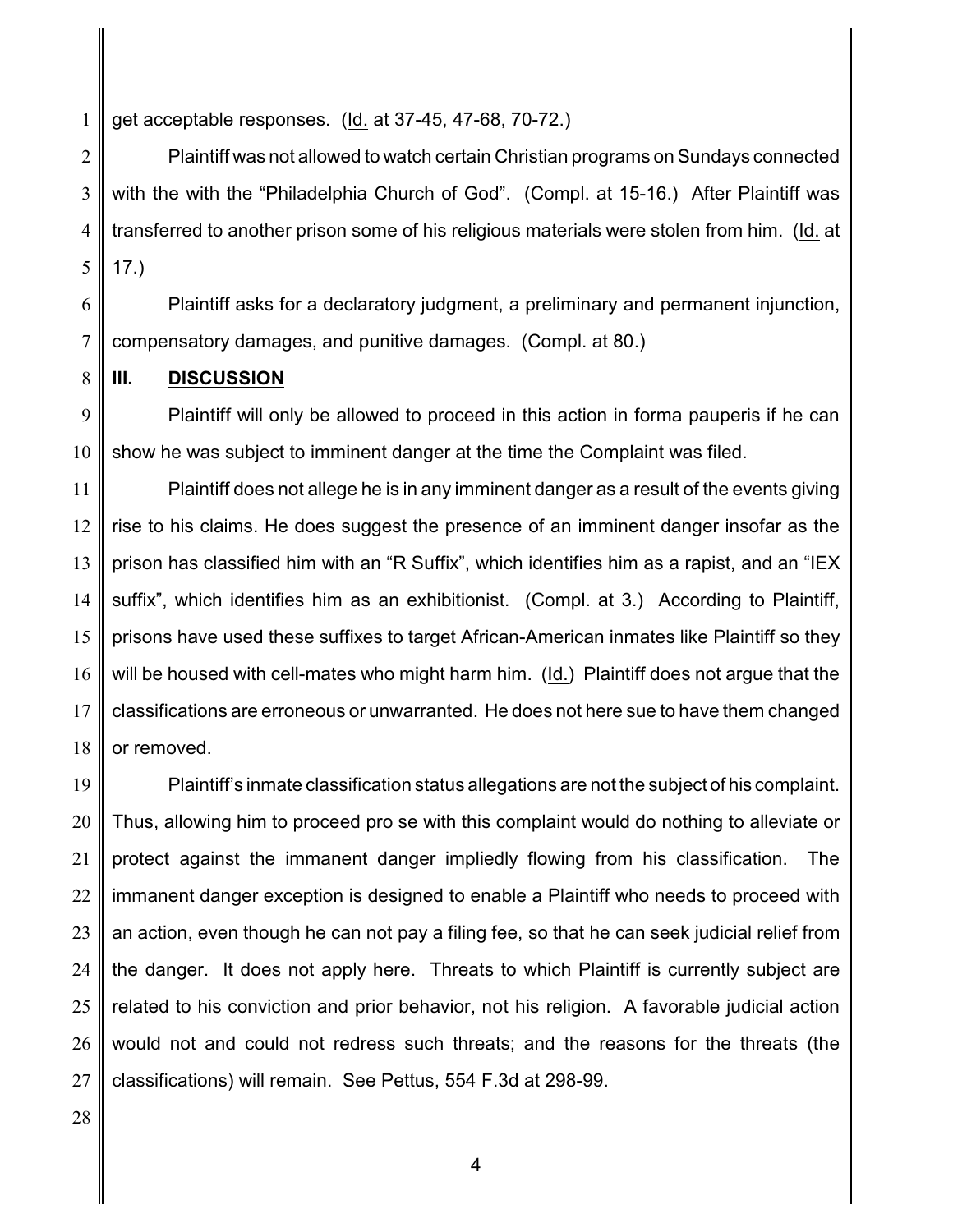get acceptable responses. (Id. at 37-45, 47-68, 70-72.)

Plaintiff was not allowed to watch certain Christian programs on Sundays connected with the with the "Philadelphia Church of God". (Compl. at 15-16.) After Plaintiff was transferred to another prison some of his religious materials were stolen from him. (Id. at 17.)

Plaintiff asks for a declaratory judgment, a preliminary and permanent injunction, compensatory damages, and punitive damages. (Compl. at 80.)

## III. DISCUSSION

Plaintiff will only be allowed to proceed in this action in forma pauperis if he can show he was subject to imminent danger at the time the Complaint was filed.

Plaintiff does not allege he is in any imminent danger as a result of the events giving rise to his claims. He does suggest the presence of an imminent danger insofar as the prison has classified him with an "R Suffix", which identifies him as a rapist, and an "IEX suffix", which identifies him as an exhibitionist. (Compl. at 3.) According to Plaintiff, prisons have used these suffixes to target African-American inmates like Plaintiff so they will be housed with cell-mates who might harm him. (Id.) Plaintiff does not argue that the classifications are erroneous or unwarranted. He does not here sue to have them changed or removed.

Plaintiff's inmate classification status allegations are not the subject of his complaint. Thus, allowing him to proceed pro se with this complaint would do nothing to alleviate or protect against the immanent danger impliedly flowing from his classification. The immanent danger exception is designed to enable a Plaintiff who needs to proceed with an action, even though he can not pay a filing fee, so that he can seek judicial relief from the danger. It does not apply here. Threats to which Plaintiff is currently subject are related to his conviction and prior behavior, not his religion. A favorable judicial action would not and could not redress such threats; and the reasons for the threats (the classifications) will remain. See Pettus, 554 F.3d at 298-99.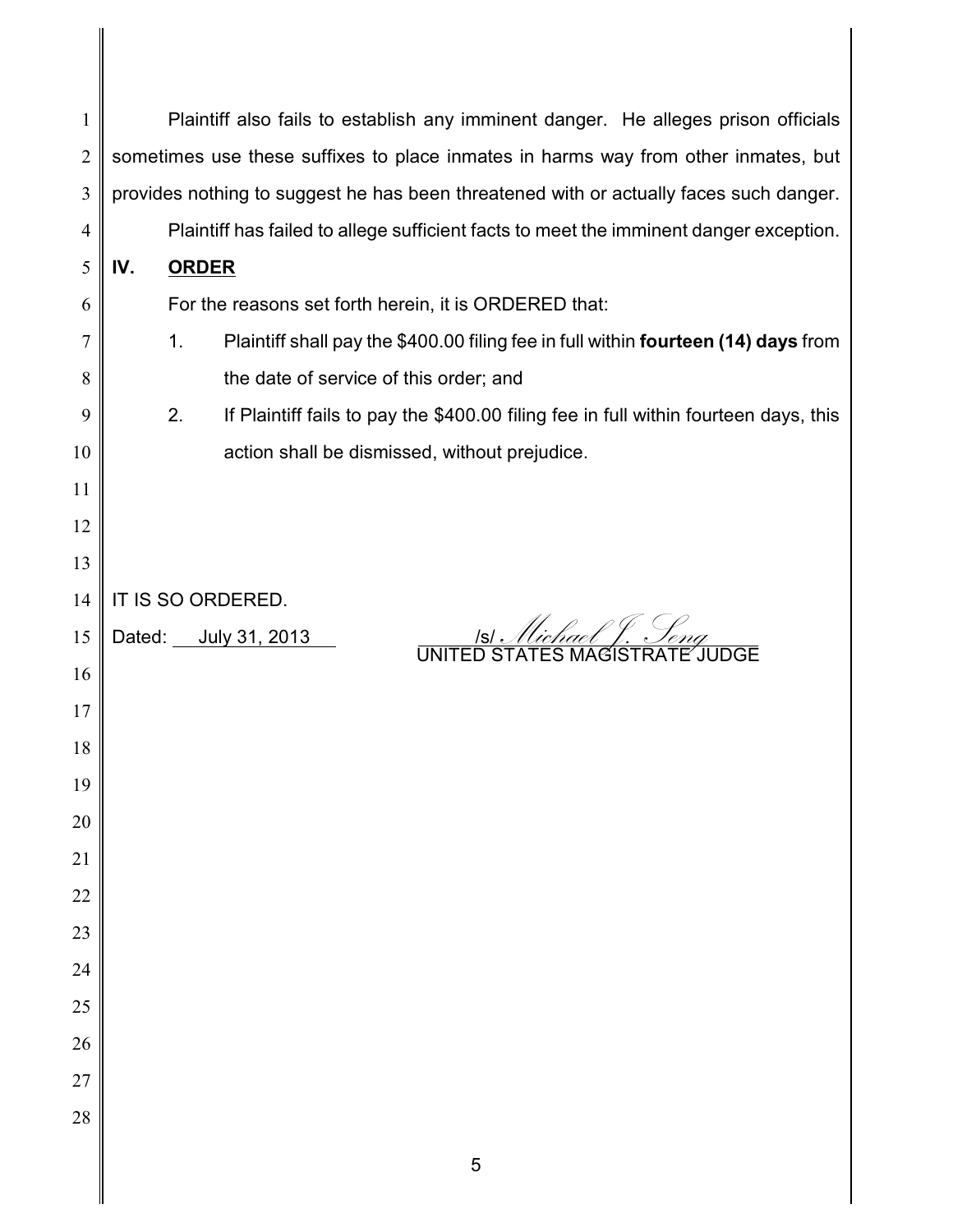Plaintiff also fails to establish any imminent danger. He alleges prison officials sometimes use these suffixes to place inmates in harms way from other inmates, but provides nothing to suggest he has been threatened with or actually faces such danger.

Plaintiff has failed to allege sufficient facts to meet the imminent danger exception.

## IV. ORDER

For the reasons set forth herein, it is ORDERED that:

1. Plaintiff shall pay the $400.00 filing fee in full within **fourteen (14) days** from the date of service of this order; and
2. If Plaintiff fails to pay the $400.00 filing fee in full within fourteen days, this action shall be dismissed, without prejudice.

IT IS SO ORDERED.

Dated: July 31, 2013

/s/ Michael J. Seng
UNITED STATES MAGISTRATE JUDGE